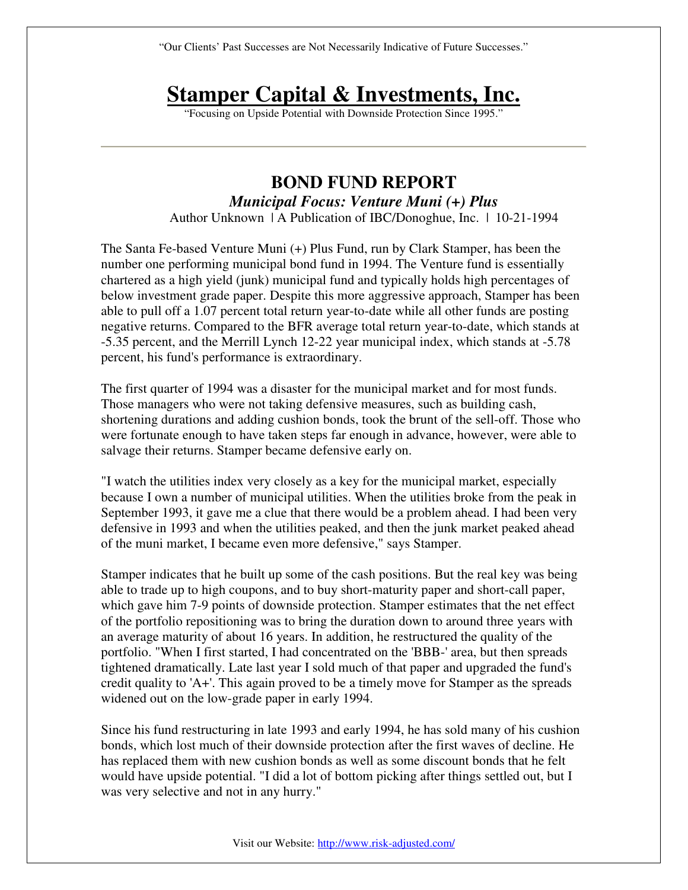"Our Clients' Past Successes are Not Necessarily Indicative of Future Successes."

# Stamper Capital & Investments, Inc.

"Focusing on Upside Potential with Downside Protection Since 1995."

---

## BOND FUND REPORT

### *Municipal Focus: Venture Muni (+) Plus*

Author Unknown | A Publication of IBC/Donoghue, Inc. | 10-21-1994

The Santa Fe-based Venture Muni (+) Plus Fund, run by Clark Stamper, has been the number one performing municipal bond fund in 1994. The Venture fund is essentially chartered as a high yield (junk) municipal fund and typically holds high percentages of below investment grade paper. Despite this more aggressive approach, Stamper has been able to pull off a 1.07 percent total return year-to-date while all other funds are posting negative returns. Compared to the BFR average total return year-to-date, which stands at -5.35 percent, and the Merrill Lynch 12-22 year municipal index, which stands at -5.78 percent, his fund's performance is extraordinary.

The first quarter of 1994 was a disaster for the municipal market and for most funds. Those managers who were not taking defensive measures, such as building cash, shortening durations and adding cushion bonds, took the brunt of the sell-off. Those who were fortunate enough to have taken steps far enough in advance, however, were able to salvage their returns. Stamper became defensive early on.

"I watch the utilities index very closely as a key for the municipal market, especially because I own a number of municipal utilities. When the utilities broke from the peak in September 1993, it gave me a clue that there would be a problem ahead. I had been very defensive in 1993 and when the utilities peaked, and then the junk market peaked ahead of the muni market, I became even more defensive," says Stamper.

Stamper indicates that he built up some of the cash positions. But the real key was being able to trade up to high coupons, and to buy short-maturity paper and short-call paper, which gave him 7-9 points of downside protection. Stamper estimates that the net effect of the portfolio repositioning was to bring the duration down to around three years with an average maturity of about 16 years. In addition, he restructured the quality of the portfolio. "When I first started, I had concentrated on the 'BBB-' area, but then spreads tightened dramatically. Late last year I sold much of that paper and upgraded the fund's credit quality to 'A+'. This again proved to be a timely move for Stamper as the spreads widened out on the low-grade paper in early 1994.

Since his fund restructuring in late 1993 and early 1994, he has sold many of his cushion bonds, which lost much of their downside protection after the first waves of decline. He has replaced them with new cushion bonds as well as some discount bonds that he felt would have upside potential. "I did a lot of bottom picking after things settled out, but I was very selective and not in any hurry."

Visit our Website: http://www.risk-adjusted.com/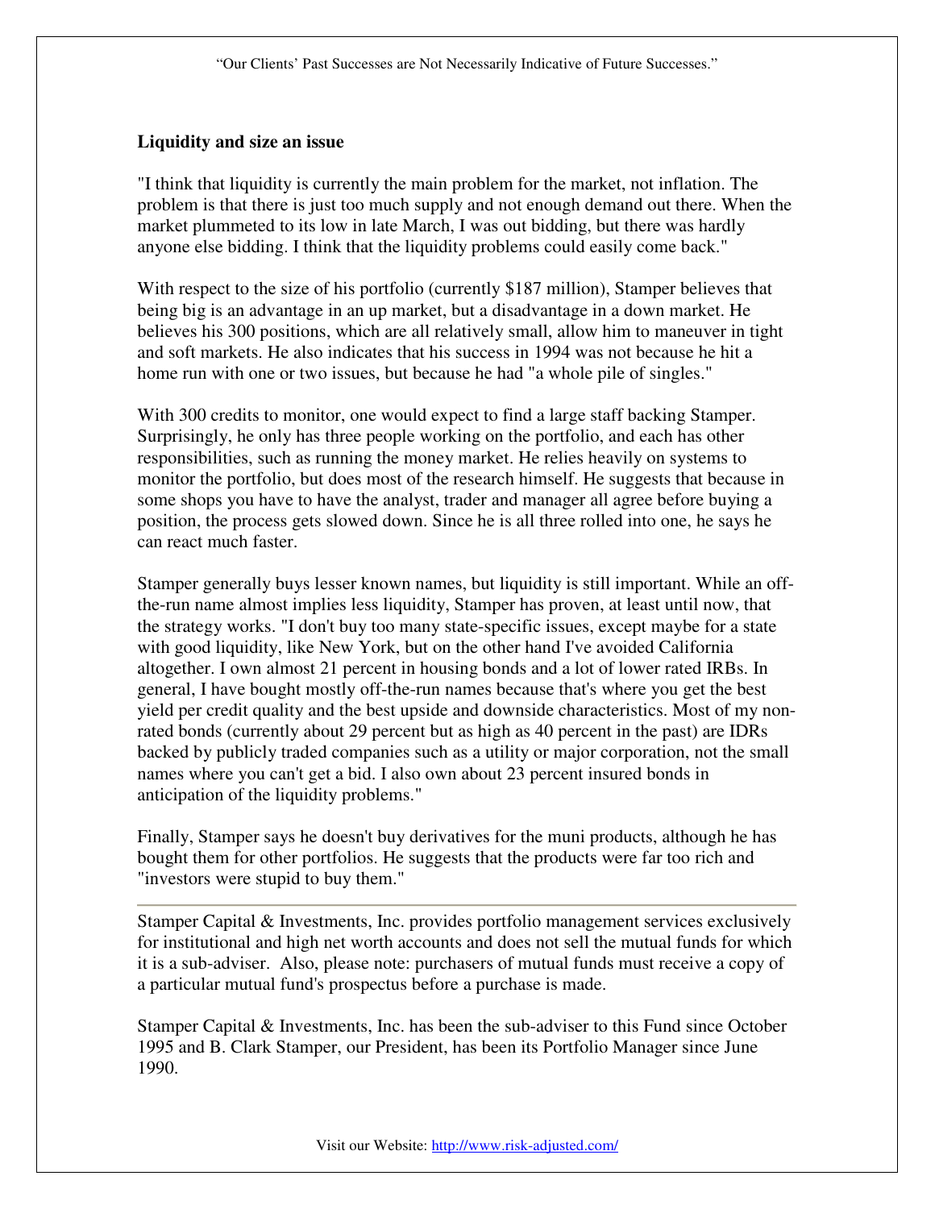### Liquidity and size an issue

"I think that liquidity is currently the main problem for the market, not inflation. The problem is that there is just too much supply and not enough demand out there. When the market plummeted to its low in late March, I was out bidding, but there was hardly anyone else bidding. I think that the liquidity problems could easily come back."

With respect to the size of his portfolio (currently $187 million), Stamper believes that being big is an advantage in an up market, but a disadvantage in a down market. He believes his 300 positions, which are all relatively small, allow him to maneuver in tight and soft markets. He also indicates that his success in 1994 was not because he hit a home run with one or two issues, but because he had "a whole pile of singles."

With 300 credits to monitor, one would expect to find a large staff backing Stamper. Surprisingly, he only has three people working on the portfolio, and each has other responsibilities, such as running the money market. He relies heavily on systems to monitor the portfolio, but does most of the research himself. He suggests that because in some shops you have to have the analyst, trader and manager all agree before buying a position, the process gets slowed down. Since he is all three rolled into one, he says he can react much faster.

Stamper generally buys lesser known names, but liquidity is still important. While an off-the-run name almost implies less liquidity, Stamper has proven, at least until now, that the strategy works. "I don't buy too many state-specific issues, except maybe for a state with good liquidity, like New York, but on the other hand I've avoided California altogether. I own almost 21 percent in housing bonds and a lot of lower rated IRBs. In general, I have bought mostly off-the-run names because that's where you get the best yield per credit quality and the best upside and downside characteristics. Most of my non-rated bonds (currently about 29 percent but as high as 40 percent in the past) are IDRs backed by publicly traded companies such as a utility or major corporation, not the small names where you can't get a bid. I also own about 23 percent insured bonds in anticipation of the liquidity problems."

Finally, Stamper says he doesn't buy derivatives for the muni products, although he has bought them for other portfolios. He suggests that the products were far too rich and "investors were stupid to buy them."

---

Stamper Capital & Investments, Inc. provides portfolio management services exclusively for institutional and high net worth accounts and does not sell the mutual funds for which it is a sub-adviser. Also, please note: purchasers of mutual funds must receive a copy of a particular mutual fund's prospectus before a purchase is made.

Stamper Capital & Investments, Inc. has been the sub-adviser to this Fund since October 1995 and B. Clark Stamper, our President, has been its Portfolio Manager since June 1990.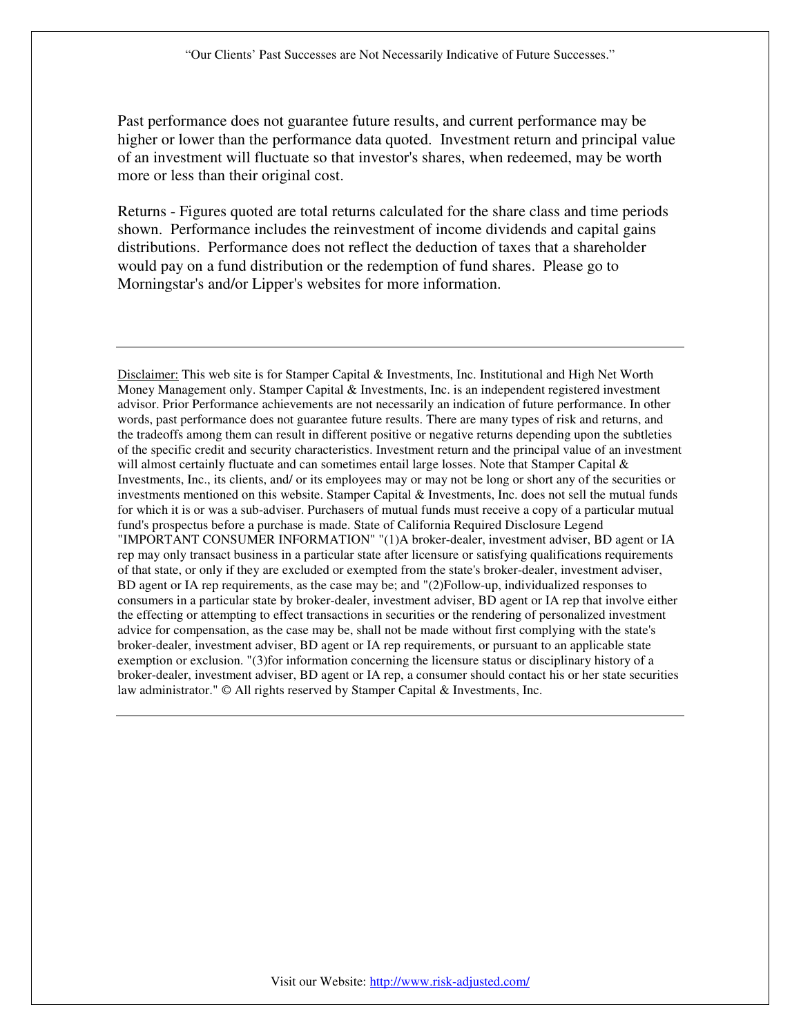Past performance does not guarantee future results, and current performance may be higher or lower than the performance data quoted. Investment return and principal value of an investment will fluctuate so that investor's shares, when redeemed, may be worth more or less than their original cost.

Returns - Figures quoted are total returns calculated for the share class and time periods shown. Performance includes the reinvestment of income dividends and capital gains distributions. Performance does not reflect the deduction of taxes that a shareholder would pay on a fund distribution or the redemption of fund shares. Please go to Morningstar's and/or Lipper's websites for more information.

---

Disclaimer: This web site is for Stamper Capital & Investments, Inc. Institutional and High Net Worth Money Management only. Stamper Capital & Investments, Inc. is an independent registered investment advisor. Prior Performance achievements are not necessarily an indication of future performance. In other words, past performance does not guarantee future results. There are many types of risk and returns, and the tradeoffs among them can result in different positive or negative returns depending upon the subtleties of the specific credit and security characteristics. Investment return and the principal value of an investment will almost certainly fluctuate and can sometimes entail large losses. Note that Stamper Capital & Investments, Inc., its clients, and/ or its employees may or may not be long or short any of the securities or investments mentioned on this website. Stamper Capital & Investments, Inc. does not sell the mutual funds for which it is or was a sub-adviser. Purchasers of mutual funds must receive a copy of a particular mutual fund's prospectus before a purchase is made. State of California Required Disclosure Legend "IMPORTANT CONSUMER INFORMATION" "(1)A broker-dealer, investment adviser, BD agent or IA rep may only transact business in a particular state after licensure or satisfying qualifications requirements of that state, or only if they are excluded or exempted from the state's broker-dealer, investment adviser, BD agent or IA rep requirements, as the case may be; and "(2)Follow-up, individualized responses to consumers in a particular state by broker-dealer, investment adviser, BD agent or IA rep that involve either the effecting or attempting to effect transactions in securities or the rendering of personalized investment advice for compensation, as the case may be, shall not be made without first complying with the state's broker-dealer, investment adviser, BD agent or IA rep requirements, or pursuant to an applicable state exemption or exclusion. "(3)for information concerning the licensure status or disciplinary history of a broker-dealer, investment adviser, BD agent or IA rep, a consumer should contact his or her state securities law administrator." © All rights reserved by Stamper Capital & Investments, Inc.

---